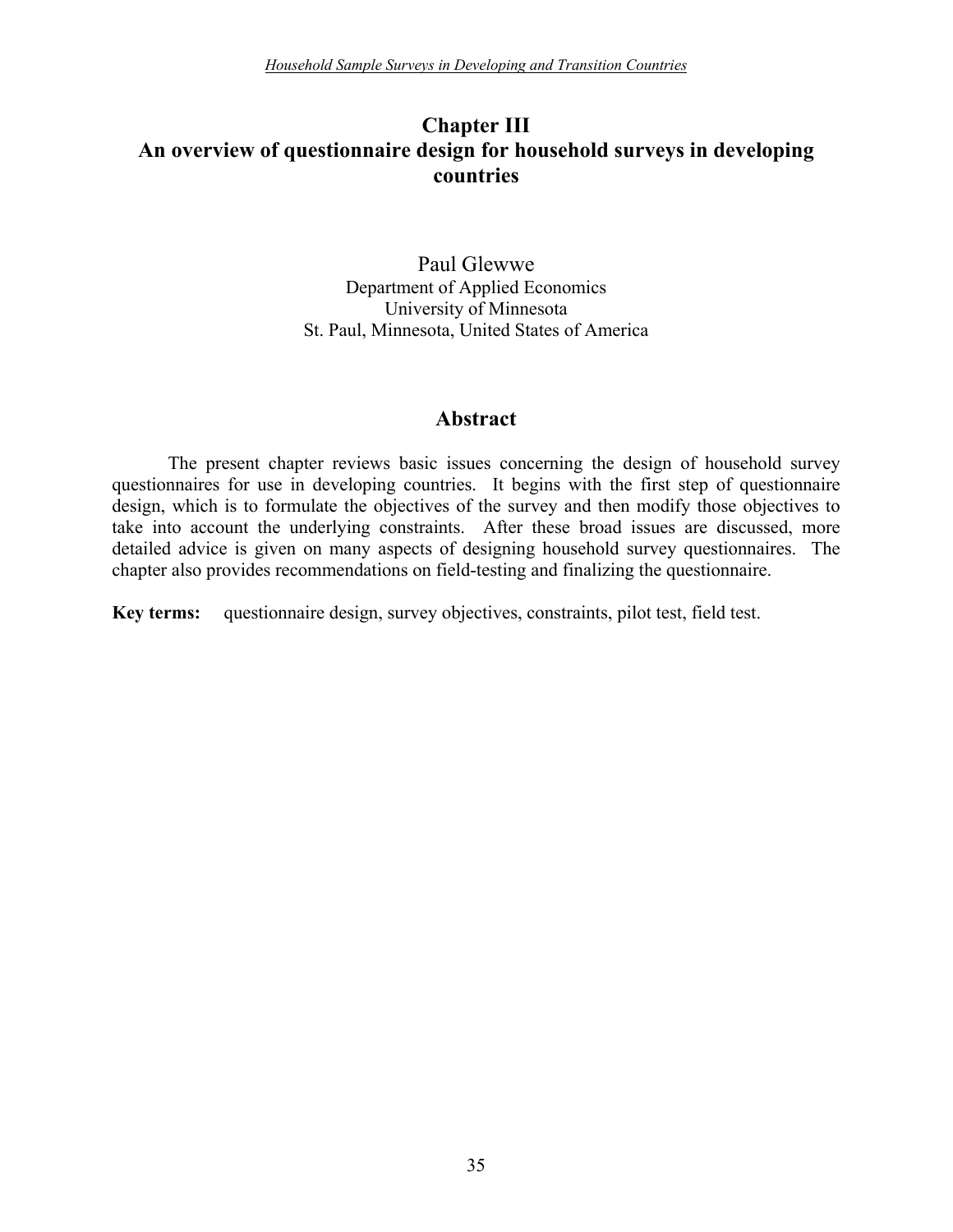# Chapter III
# An overview of questionnaire design for household surveys in developing countries

Paul Glewwe
Department of Applied Economics
University of Minnesota
St. Paul, Minnesota, United States of America

## Abstract

The present chapter reviews basic issues concerning the design of household survey questionnaires for use in developing countries. It begins with the first step of questionnaire design, which is to formulate the objectives of the survey and then modify those objectives to take into account the underlying constraints. After these broad issues are discussed, more detailed advice is given on many aspects of designing household survey questionnaires. The chapter also provides recommendations on field-testing and finalizing the questionnaire.

**Key terms:** questionnaire design, survey objectives, constraints, pilot test, field test.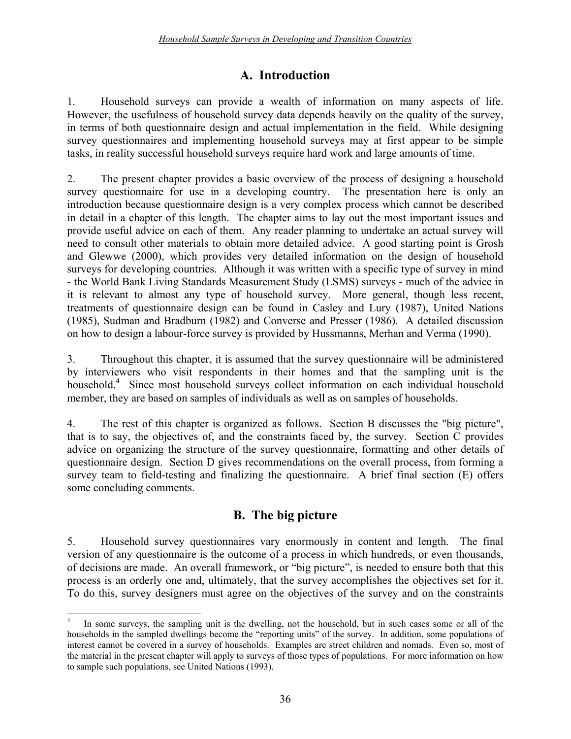## A. Introduction

1. Household surveys can provide a wealth of information on many aspects of life. However, the usefulness of household survey data depends heavily on the quality of the survey, in terms of both questionnaire design and actual implementation in the field. While designing survey questionnaires and implementing household surveys may at first appear to be simple tasks, in reality successful household surveys require hard work and large amounts of time.

2. The present chapter provides a basic overview of the process of designing a household survey questionnaire for use in a developing country. The presentation here is only an introduction because questionnaire design is a very complex process which cannot be described in detail in a chapter of this length. The chapter aims to lay out the most important issues and provide useful advice on each of them. Any reader planning to undertake an actual survey will need to consult other materials to obtain more detailed advice. A good starting point is Grosh and Glewwe (2000), which provides very detailed information on the design of household surveys for developing countries. Although it was written with a specific type of survey in mind - the World Bank Living Standards Measurement Study (LSMS) surveys - much of the advice in it is relevant to almost any type of household survey. More general, though less recent, treatments of questionnaire design can be found in Casley and Lury (1987), United Nations (1985), Sudman and Bradburn (1982) and Converse and Presser (1986). A detailed discussion on how to design a labour-force survey is provided by Hussmanns, Merhan and Verma (1990).

3. Throughout this chapter, it is assumed that the survey questionnaire will be administered by interviewers who visit respondents in their homes and that the sampling unit is the household.[4] Since most household surveys collect information on each individual household member, they are based on samples of individuals as well as on samples of households.

4. The rest of this chapter is organized as follows. Section B discusses the "big picture", that is to say, the objectives of, and the constraints faced by, the survey. Section C provides advice on organizing the structure of the survey questionnaire, formatting and other details of questionnaire design. Section D gives recommendations on the overall process, from forming a survey team to field-testing and finalizing the questionnaire. A brief final section (E) offers some concluding comments.

## B. The big picture

5. Household survey questionnaires vary enormously in content and length. The final version of any questionnaire is the outcome of a process in which hundreds, or even thousands, of decisions are made. An overall framework, or "big picture", is needed to ensure both that this process is an orderly one and, ultimately, that the survey accomplishes the objectives set for it. To do this, survey designers must agree on the objectives of the survey and on the constraints

---

[4] In some surveys, the sampling unit is the dwelling, not the household, but in such cases some or all of the households in the sampled dwellings become the "reporting units" of the survey. In addition, some populations of interest cannot be covered in a survey of households. Examples are street children and nomads. Even so, most of the material in the present chapter will apply to surveys of those types of populations. For more information on how to sample such populations, see United Nations (1993).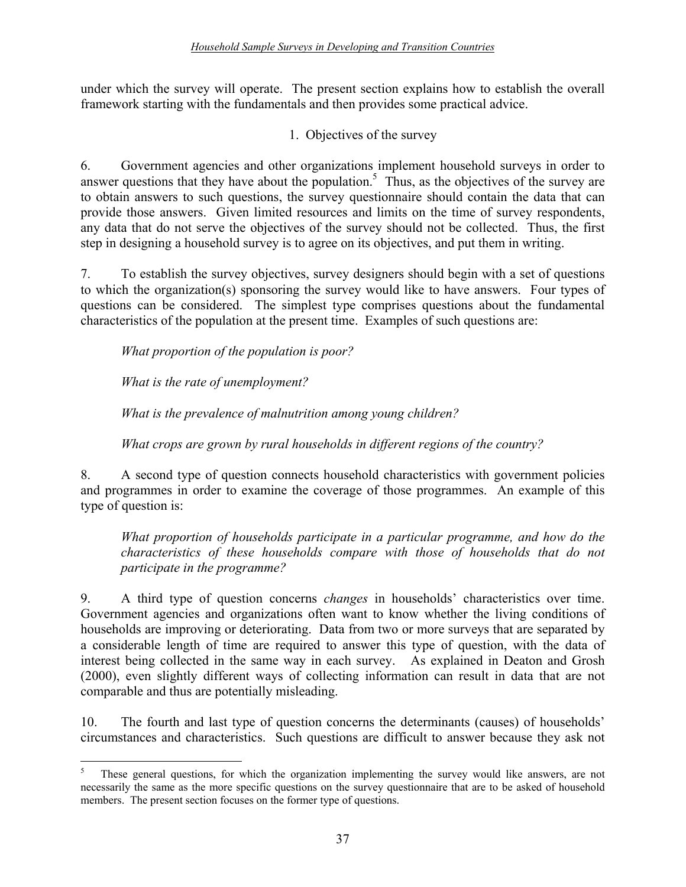under which the survey will operate. The present section explains how to establish the overall framework starting with the fundamentals and then provides some practical advice.

### 1. Objectives of the survey

6. Government agencies and other organizations implement household surveys in order to answer questions that they have about the population.[5] Thus, as the objectives of the survey are to obtain answers to such questions, the survey questionnaire should contain the data that can provide those answers. Given limited resources and limits on the time of survey respondents, any data that do not serve the objectives of the survey should not be collected. Thus, the first step in designing a household survey is to agree on its objectives, and put them in writing.

7. To establish the survey objectives, survey designers should begin with a set of questions to which the organization(s) sponsoring the survey would like to have answers. Four types of questions can be considered. The simplest type comprises questions about the fundamental characteristics of the population at the present time. Examples of such questions are:

*What proportion of the population is poor?*

*What is the rate of unemployment?*

*What is the prevalence of malnutrition among young children?*

*What crops are grown by rural households in different regions of the country?*

8. A second type of question connects household characteristics with government policies and programmes in order to examine the coverage of those programmes. An example of this type of question is:

*What proportion of households participate in a particular programme, and how do the characteristics of these households compare with those of households that do not participate in the programme?*

9. A third type of question concerns *changes* in households' characteristics over time. Government agencies and organizations often want to know whether the living conditions of households are improving or deteriorating. Data from two or more surveys that are separated by a considerable length of time are required to answer this type of question, with the data of interest being collected in the same way in each survey. As explained in Deaton and Grosh (2000), even slightly different ways of collecting information can result in data that are not comparable and thus are potentially misleading.

10. The fourth and last type of question concerns the determinants (causes) of households' circumstances and characteristics. Such questions are difficult to answer because they ask not

---

[5] These general questions, for which the organization implementing the survey would like answers, are not necessarily the same as the more specific questions on the survey questionnaire that are to be asked of household members. The present section focuses on the former type of questions.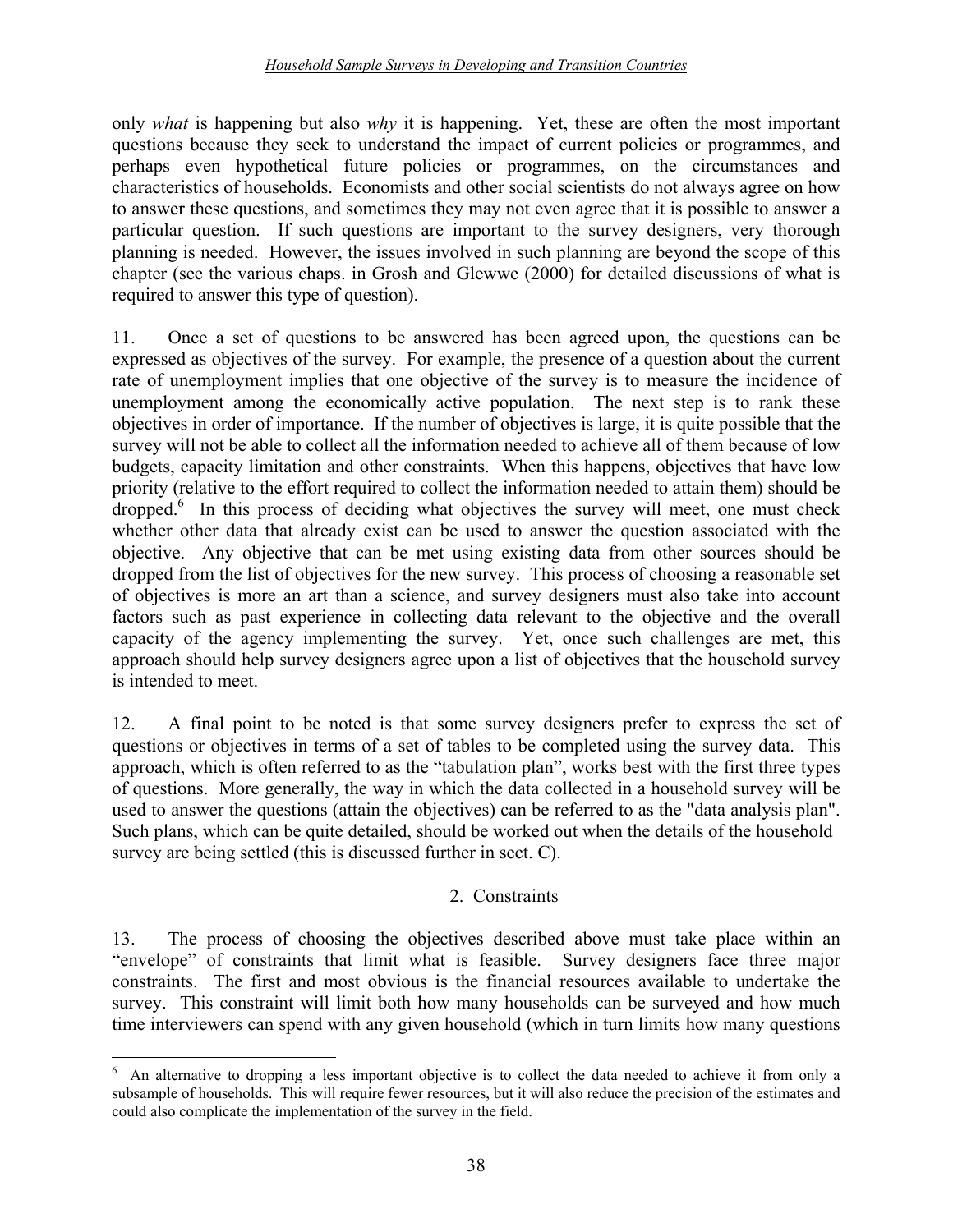only *what* is happening but also *why* it is happening. Yet, these are often the most important questions because they seek to understand the impact of current policies or programmes, and perhaps even hypothetical future policies or programmes, on the circumstances and characteristics of households. Economists and other social scientists do not always agree on how to answer these questions, and sometimes they may not even agree that it is possible to answer a particular question. If such questions are important to the survey designers, very thorough planning is needed. However, the issues involved in such planning are beyond the scope of this chapter (see the various chaps. in Grosh and Glewwe (2000) for detailed discussions of what is required to answer this type of question).

11. Once a set of questions to be answered has been agreed upon, the questions can be expressed as objectives of the survey. For example, the presence of a question about the current rate of unemployment implies that one objective of the survey is to measure the incidence of unemployment among the economically active population. The next step is to rank these objectives in order of importance. If the number of objectives is large, it is quite possible that the survey will not be able to collect all the information needed to achieve all of them because of low budgets, capacity limitation and other constraints. When this happens, objectives that have low priority (relative to the effort required to collect the information needed to attain them) should be dropped.[6] In this process of deciding what objectives the survey will meet, one must check whether other data that already exist can be used to answer the question associated with the objective. Any objective that can be met using existing data from other sources should be dropped from the list of objectives for the new survey. This process of choosing a reasonable set of objectives is more an art than a science, and survey designers must also take into account factors such as past experience in collecting data relevant to the objective and the overall capacity of the agency implementing the survey. Yet, once such challenges are met, this approach should help survey designers agree upon a list of objectives that the household survey is intended to meet.

12. A final point to be noted is that some survey designers prefer to express the set of questions or objectives in terms of a set of tables to be completed using the survey data. This approach, which is often referred to as the "tabulation plan", works best with the first three types of questions. More generally, the way in which the data collected in a household survey will be used to answer the questions (attain the objectives) can be referred to as the "data analysis plan". Such plans, which can be quite detailed, should be worked out when the details of the household survey are being settled (this is discussed further in sect. C).

### 2. Constraints

13. The process of choosing the objectives described above must take place within an "envelope" of constraints that limit what is feasible. Survey designers face three major constraints. The first and most obvious is the financial resources available to undertake the survey. This constraint will limit both how many households can be surveyed and how much time interviewers can spend with any given household (which in turn limits how many questions

---

[6] An alternative to dropping a less important objective is to collect the data needed to achieve it from only a subsample of households. This will require fewer resources, but it will also reduce the precision of the estimates and could also complicate the implementation of the survey in the field.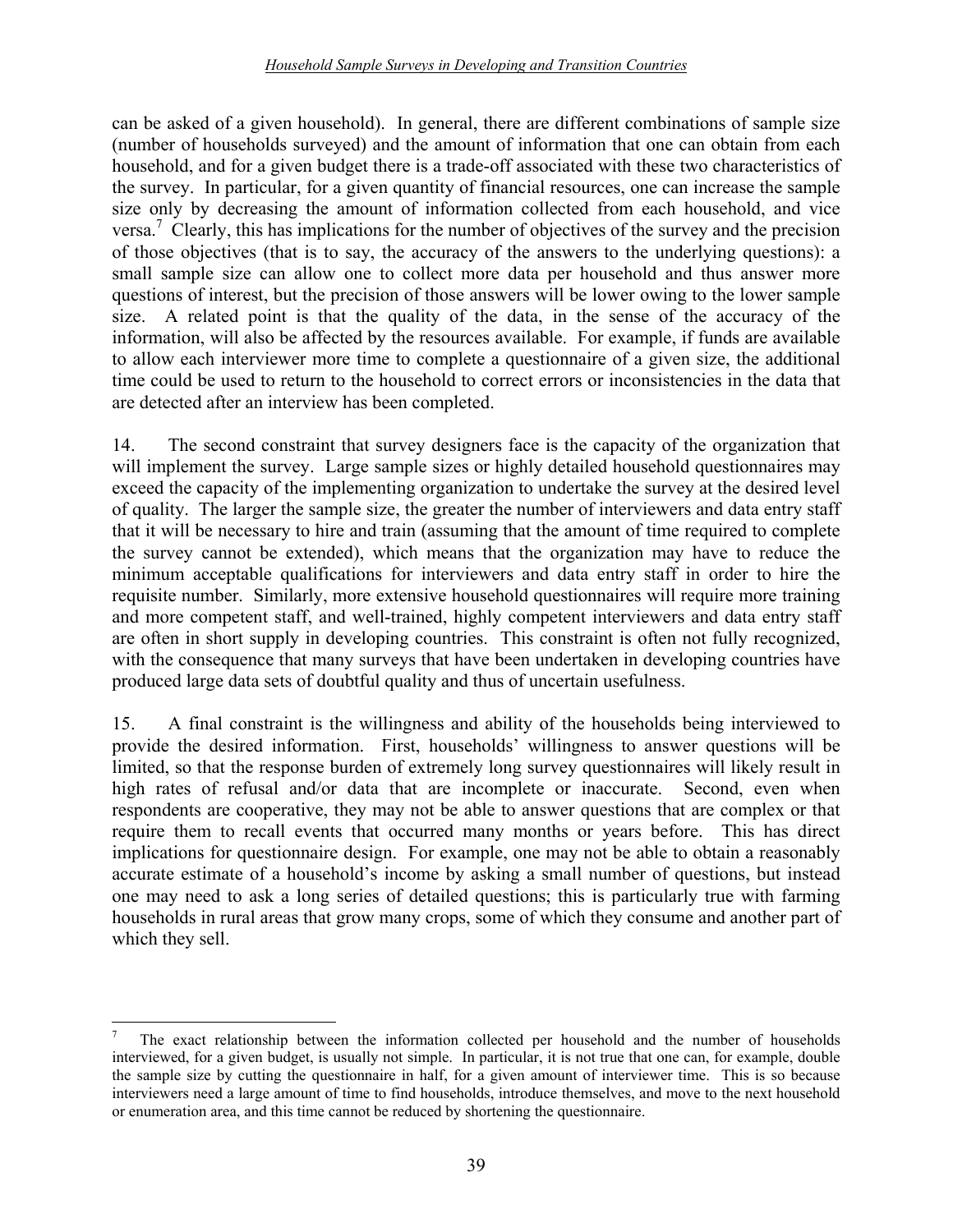can be asked of a given household). In general, there are different combinations of sample size (number of households surveyed) and the amount of information that one can obtain from each household, and for a given budget there is a trade-off associated with these two characteristics of the survey. In particular, for a given quantity of financial resources, one can increase the sample size only by decreasing the amount of information collected from each household, and vice versa.[7] Clearly, this has implications for the number of objectives of the survey and the precision of those objectives (that is to say, the accuracy of the answers to the underlying questions): a small sample size can allow one to collect more data per household and thus answer more questions of interest, but the precision of those answers will be lower owing to the lower sample size. A related point is that the quality of the data, in the sense of the accuracy of the information, will also be affected by the resources available. For example, if funds are available to allow each interviewer more time to complete a questionnaire of a given size, the additional time could be used to return to the household to correct errors or inconsistencies in the data that are detected after an interview has been completed.

14. The second constraint that survey designers face is the capacity of the organization that will implement the survey. Large sample sizes or highly detailed household questionnaires may exceed the capacity of the implementing organization to undertake the survey at the desired level of quality. The larger the sample size, the greater the number of interviewers and data entry staff that it will be necessary to hire and train (assuming that the amount of time required to complete the survey cannot be extended), which means that the organization may have to reduce the minimum acceptable qualifications for interviewers and data entry staff in order to hire the requisite number. Similarly, more extensive household questionnaires will require more training and more competent staff, and well-trained, highly competent interviewers and data entry staff are often in short supply in developing countries. This constraint is often not fully recognized, with the consequence that many surveys that have been undertaken in developing countries have produced large data sets of doubtful quality and thus of uncertain usefulness.

15. A final constraint is the willingness and ability of the households being interviewed to provide the desired information. First, households' willingness to answer questions will be limited, so that the response burden of extremely long survey questionnaires will likely result in high rates of refusal and/or data that are incomplete or inaccurate. Second, even when respondents are cooperative, they may not be able to answer questions that are complex or that require them to recall events that occurred many months or years before. This has direct implications for questionnaire design. For example, one may not be able to obtain a reasonably accurate estimate of a household's income by asking a small number of questions, but instead one may need to ask a long series of detailed questions; this is particularly true with farming households in rural areas that grow many crops, some of which they consume and another part of which they sell.

---

[7] The exact relationship between the information collected per household and the number of households interviewed, for a given budget, is usually not simple. In particular, it is not true that one can, for example, double the sample size by cutting the questionnaire in half, for a given amount of interviewer time. This is so because interviewers need a large amount of time to find households, introduce themselves, and move to the next household or enumeration area, and this time cannot be reduced by shortening the questionnaire.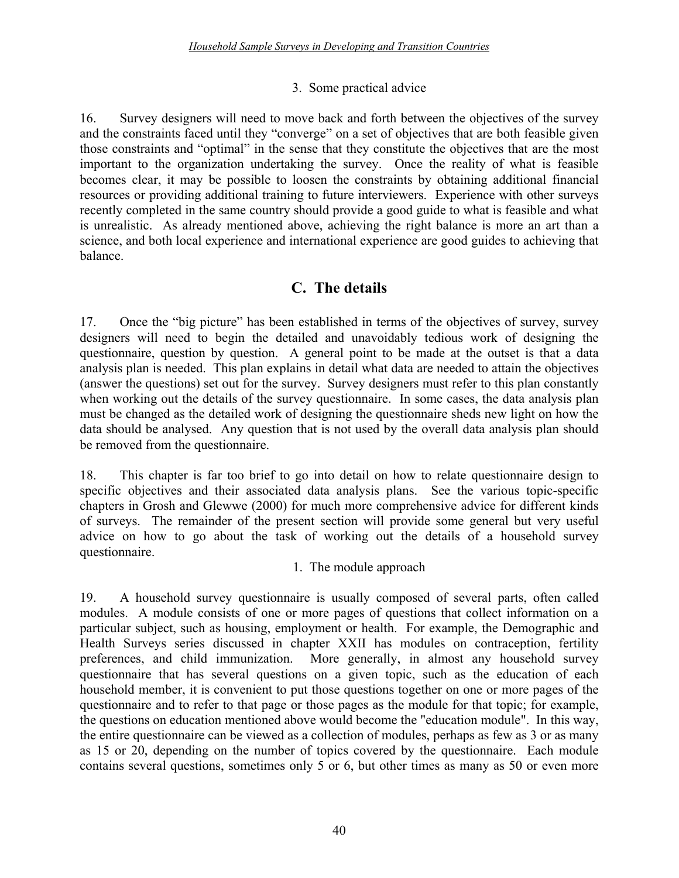### 3. Some practical advice

16. Survey designers will need to move back and forth between the objectives of the survey and the constraints faced until they "converge" on a set of objectives that are both feasible given those constraints and "optimal" in the sense that they constitute the objectives that are the most important to the organization undertaking the survey. Once the reality of what is feasible becomes clear, it may be possible to loosen the constraints by obtaining additional financial resources or providing additional training to future interviewers. Experience with other surveys recently completed in the same country should provide a good guide to what is feasible and what is unrealistic. As already mentioned above, achieving the right balance is more an art than a science, and both local experience and international experience are good guides to achieving that balance.

## C. The details

17. Once the "big picture" has been established in terms of the objectives of survey, survey designers will need to begin the detailed and unavoidably tedious work of designing the questionnaire, question by question. A general point to be made at the outset is that a data analysis plan is needed. This plan explains in detail what data are needed to attain the objectives (answer the questions) set out for the survey. Survey designers must refer to this plan constantly when working out the details of the survey questionnaire. In some cases, the data analysis plan must be changed as the detailed work of designing the questionnaire sheds new light on how the data should be analysed. Any question that is not used by the overall data analysis plan should be removed from the questionnaire.

18. This chapter is far too brief to go into detail on how to relate questionnaire design to specific objectives and their associated data analysis plans. See the various topic-specific chapters in Grosh and Glewwe (2000) for much more comprehensive advice for different kinds of surveys. The remainder of the present section will provide some general but very useful advice on how to go about the task of working out the details of a household survey questionnaire.

### 1. The module approach

19. A household survey questionnaire is usually composed of several parts, often called modules. A module consists of one or more pages of questions that collect information on a particular subject, such as housing, employment or health. For example, the Demographic and Health Surveys series discussed in chapter XXII has modules on contraception, fertility preferences, and child immunization. More generally, in almost any household survey questionnaire that has several questions on a given topic, such as the education of each household member, it is convenient to put those questions together on one or more pages of the questionnaire and to refer to that page or those pages as the module for that topic; for example, the questions on education mentioned above would become the "education module". In this way, the entire questionnaire can be viewed as a collection of modules, perhaps as few as 3 or as many as 15 or 20, depending on the number of topics covered by the questionnaire. Each module contains several questions, sometimes only 5 or 6, but other times as many as 50 or even more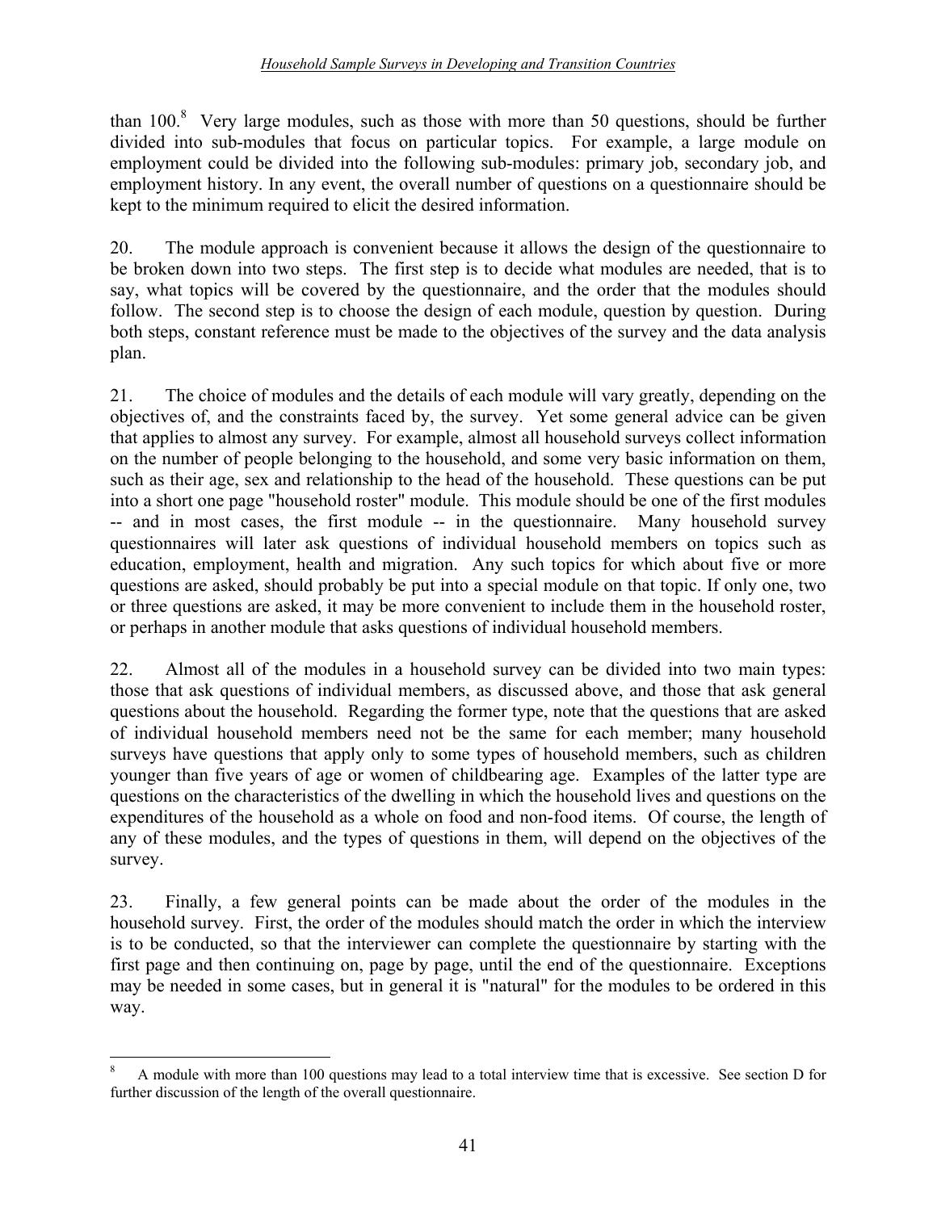than 100.[8] Very large modules, such as those with more than 50 questions, should be further divided into sub-modules that focus on particular topics. For example, a large module on employment could be divided into the following sub-modules: primary job, secondary job, and employment history. In any event, the overall number of questions on a questionnaire should be kept to the minimum required to elicit the desired information.

20. The module approach is convenient because it allows the design of the questionnaire to be broken down into two steps. The first step is to decide what modules are needed, that is to say, what topics will be covered by the questionnaire, and the order that the modules should follow. The second step is to choose the design of each module, question by question. During both steps, constant reference must be made to the objectives of the survey and the data analysis plan.

21. The choice of modules and the details of each module will vary greatly, depending on the objectives of, and the constraints faced by, the survey. Yet some general advice can be given that applies to almost any survey. For example, almost all household surveys collect information on the number of people belonging to the household, and some very basic information on them, such as their age, sex and relationship to the head of the household. These questions can be put into a short one page "household roster" module. This module should be one of the first modules -- and in most cases, the first module -- in the questionnaire. Many household survey questionnaires will later ask questions of individual household members on topics such as education, employment, health and migration. Any such topics for which about five or more questions are asked, should probably be put into a special module on that topic. If only one, two or three questions are asked, it may be more convenient to include them in the household roster, or perhaps in another module that asks questions of individual household members.

22. Almost all of the modules in a household survey can be divided into two main types: those that ask questions of individual members, as discussed above, and those that ask general questions about the household. Regarding the former type, note that the questions that are asked of individual household members need not be the same for each member; many household surveys have questions that apply only to some types of household members, such as children younger than five years of age or women of childbearing age. Examples of the latter type are questions on the characteristics of the dwelling in which the household lives and questions on the expenditures of the household as a whole on food and non-food items. Of course, the length of any of these modules, and the types of questions in them, will depend on the objectives of the survey.

23. Finally, a few general points can be made about the order of the modules in the household survey. First, the order of the modules should match the order in which the interview is to be conducted, so that the interviewer can complete the questionnaire by starting with the first page and then continuing on, page by page, until the end of the questionnaire. Exceptions may be needed in some cases, but in general it is "natural" for the modules to be ordered in this way.

---

[8] A module with more than 100 questions may lead to a total interview time that is excessive. See section D for further discussion of the length of the overall questionnaire.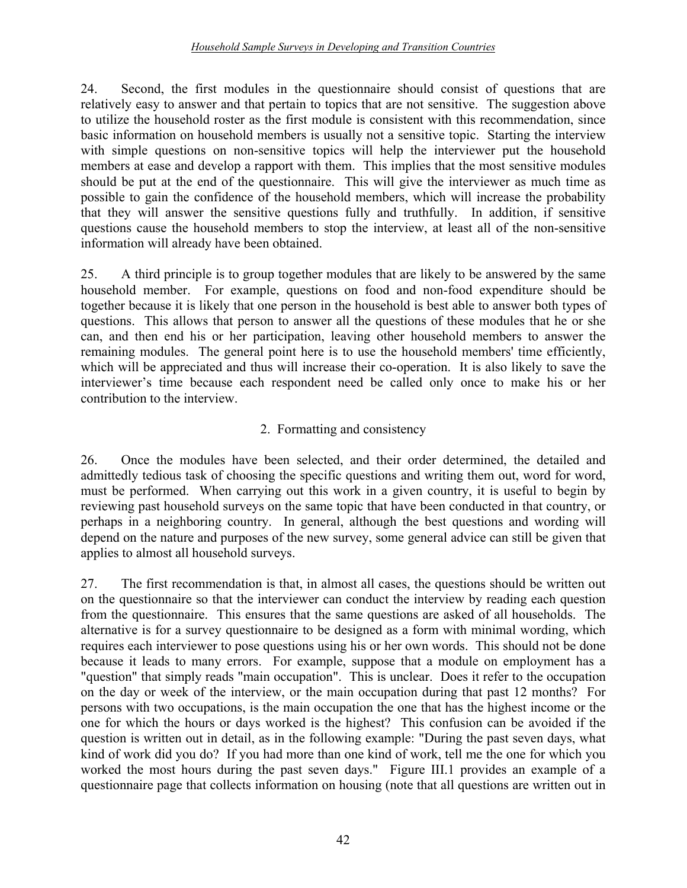24. Second, the first modules in the questionnaire should consist of questions that are relatively easy to answer and that pertain to topics that are not sensitive. The suggestion above to utilize the household roster as the first module is consistent with this recommendation, since basic information on household members is usually not a sensitive topic. Starting the interview with simple questions on non-sensitive topics will help the interviewer put the household members at ease and develop a rapport with them. This implies that the most sensitive modules should be put at the end of the questionnaire. This will give the interviewer as much time as possible to gain the confidence of the household members, which will increase the probability that they will answer the sensitive questions fully and truthfully. In addition, if sensitive questions cause the household members to stop the interview, at least all of the non-sensitive information will already have been obtained.

25. A third principle is to group together modules that are likely to be answered by the same household member. For example, questions on food and non-food expenditure should be together because it is likely that one person in the household is best able to answer both types of questions. This allows that person to answer all the questions of these modules that he or she can, and then end his or her participation, leaving other household members to answer the remaining modules. The general point here is to use the household members' time efficiently, which will be appreciated and thus will increase their co-operation. It is also likely to save the interviewer's time because each respondent need be called only once to make his or her contribution to the interview.

## 2. Formatting and consistency

26. Once the modules have been selected, and their order determined, the detailed and admittedly tedious task of choosing the specific questions and writing them out, word for word, must be performed. When carrying out this work in a given country, it is useful to begin by reviewing past household surveys on the same topic that have been conducted in that country, or perhaps in a neighboring country. In general, although the best questions and wording will depend on the nature and purposes of the new survey, some general advice can still be given that applies to almost all household surveys.

27. The first recommendation is that, in almost all cases, the questions should be written out on the questionnaire so that the interviewer can conduct the interview by reading each question from the questionnaire. This ensures that the same questions are asked of all households. The alternative is for a survey questionnaire to be designed as a form with minimal wording, which requires each interviewer to pose questions using his or her own words. This should not be done because it leads to many errors. For example, suppose that a module on employment has a "question" that simply reads "main occupation". This is unclear. Does it refer to the occupation on the day or week of the interview, or the main occupation during that past 12 months? For persons with two occupations, is the main occupation the one that has the highest income or the one for which the hours or days worked is the highest? This confusion can be avoided if the question is written out in detail, as in the following example: "During the past seven days, what kind of work did you do? If you had more than one kind of work, tell me the one for which you worked the most hours during the past seven days." Figure III.1 provides an example of a questionnaire page that collects information on housing (note that all questions are written out in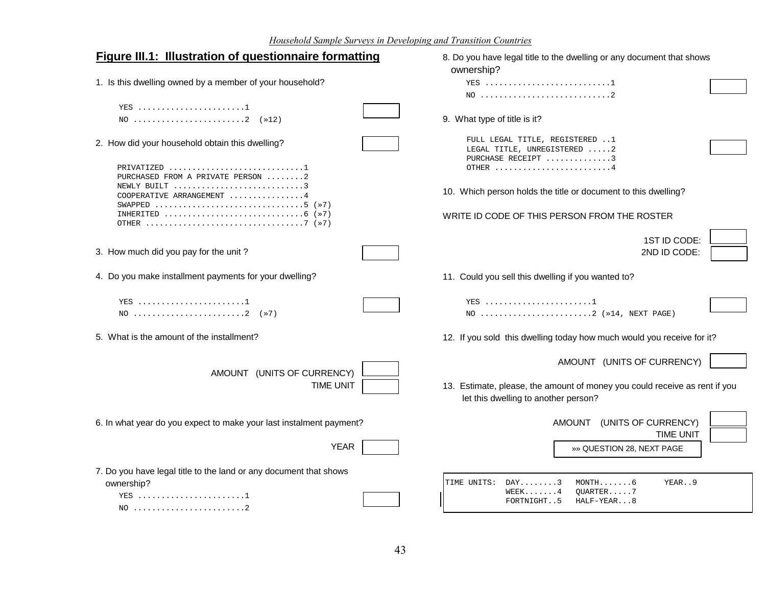## Figure III.1: Illustration of questionnaire formatting

1. Is this dwelling owned by a member of your household?

```
YES .......................1
NO ........................2  (»12)
```

2. How did your household obtain this dwelling?

```
PRIVATIZED .............................1
PURCHASED FROM A PRIVATE PERSON ........2
NEWLY BUILT ............................3
COOPERATIVE ARRANGEMENT ................4
SWAPPED ................................5 (»7)
INHERITED ..............................6 (»7)
OTHER ..................................7 (»7)
```

3. How much did you pay for the unit ?

4. Do you make installment payments for your dwelling?

```
YES .......................1
NO ........................2  (»7)
```

5. What is the amount of the installment?

AMOUNT (UNITS OF CURRENCY)

TIME UNIT

6. In what year do you expect to make your last instalment payment?

YEAR

7. Do you have legal title to the land or any document that shows ownership?

```
YES .......................1
NO ........................2
```

8. Do you have legal title to the dwelling or any document that shows ownership?

```
YES ...........................1
NO ............................2
```

9. What type of title is it?

```
FULL LEGAL TITLE, REGISTERED ..1
LEGAL TITLE, UNREGISTERED .....2
PURCHASE RECEIPT ..............3
OTHER .........................4
```

10. Which person holds the title or document to this dwelling?

WRITE ID CODE OF THIS PERSON FROM THE ROSTER

1ST ID CODE:

2ND ID CODE:

11. Could you sell this dwelling if you wanted to?

```
YES .......................1
NO ........................2 (»14, NEXT PAGE)
```

12. If you sold this dwelling today how much would you receive for it?

AMOUNT (UNITS OF CURRENCY)

13. Estimate, please, the amount of money you could receive as rent if you let this dwelling to another person?

AMOUNT (UNITS OF CURRENCY)

TIME UNIT

»» QUESTION 28, NEXT PAGE

```
TIME UNITS:  DAY........3   MONTH.......6      YEAR..9
             WEEK.......4   QUARTER.....7
             FORTNIGHT..5   HALF-YEAR...8
```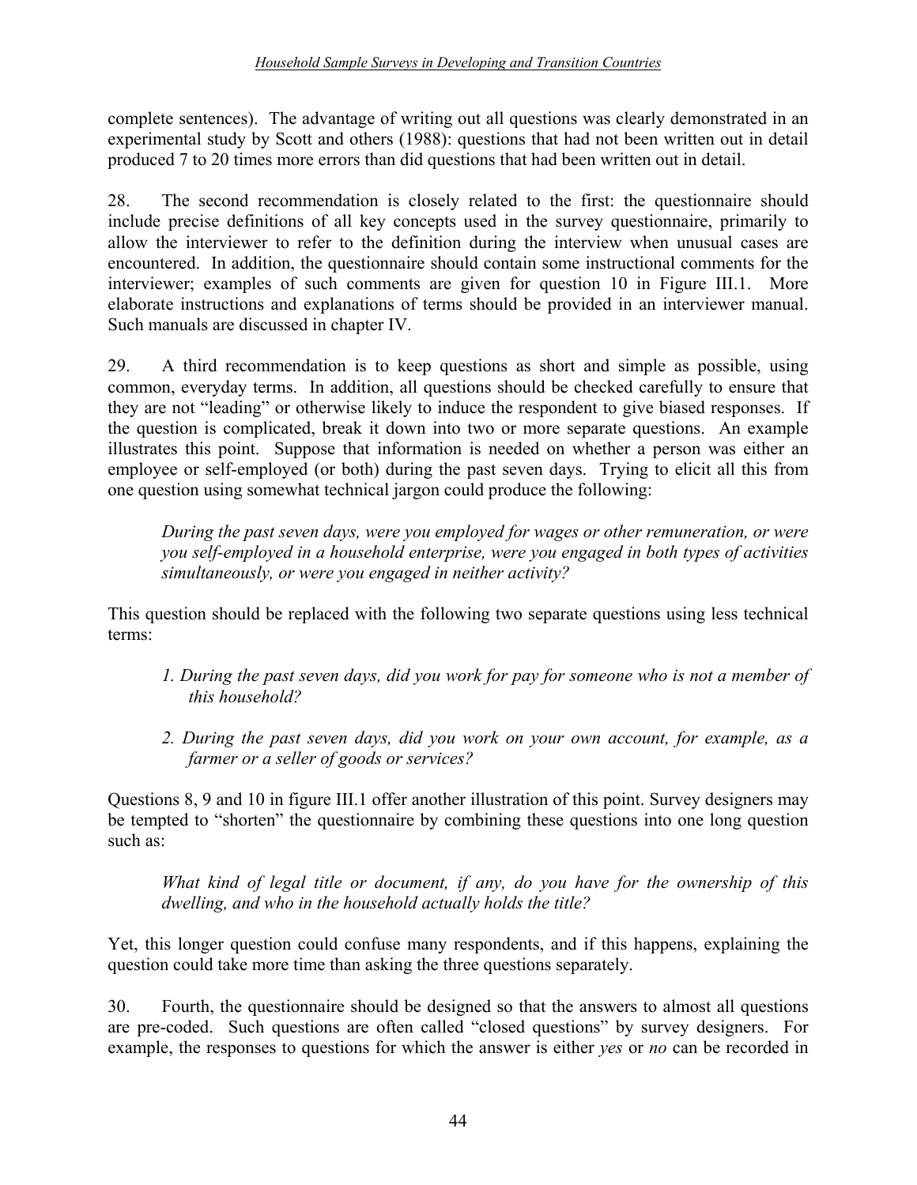complete sentences). The advantage of writing out all questions was clearly demonstrated in an experimental study by Scott and others (1988): questions that had not been written out in detail produced 7 to 20 times more errors than did questions that had been written out in detail.

28. The second recommendation is closely related to the first: the questionnaire should include precise definitions of all key concepts used in the survey questionnaire, primarily to allow the interviewer to refer to the definition during the interview when unusual cases are encountered. In addition, the questionnaire should contain some instructional comments for the interviewer; examples of such comments are given for question 10 in Figure III.1. More elaborate instructions and explanations of terms should be provided in an interviewer manual. Such manuals are discussed in chapter IV.

29. A third recommendation is to keep questions as short and simple as possible, using common, everyday terms. In addition, all questions should be checked carefully to ensure that they are not "leading" or otherwise likely to induce the respondent to give biased responses. If the question is complicated, break it down into two or more separate questions. An example illustrates this point. Suppose that information is needed on whether a person was either an employee or self-employed (or both) during the past seven days. Trying to elicit all this from one question using somewhat technical jargon could produce the following:

> *During the past seven days, were you employed for wages or other remuneration, or were you self-employed in a household enterprise, were you engaged in both types of activities simultaneously, or were you engaged in neither activity?*

This question should be replaced with the following two separate questions using less technical terms:

> *1. During the past seven days, did you work for pay for someone who is not a member of this household?*
>
> *2. During the past seven days, did you work on your own account, for example, as a farmer or a seller of goods or services?*

Questions 8, 9 and 10 in figure III.1 offer another illustration of this point. Survey designers may be tempted to "shorten" the questionnaire by combining these questions into one long question such as:

> *What kind of legal title or document, if any, do you have for the ownership of this dwelling, and who in the household actually holds the title?*

Yet, this longer question could confuse many respondents, and if this happens, explaining the question could take more time than asking the three questions separately.

30. Fourth, the questionnaire should be designed so that the answers to almost all questions are pre-coded. Such questions are often called "closed questions" by survey designers. For example, the responses to questions for which the answer is either *yes* or *no* can be recorded in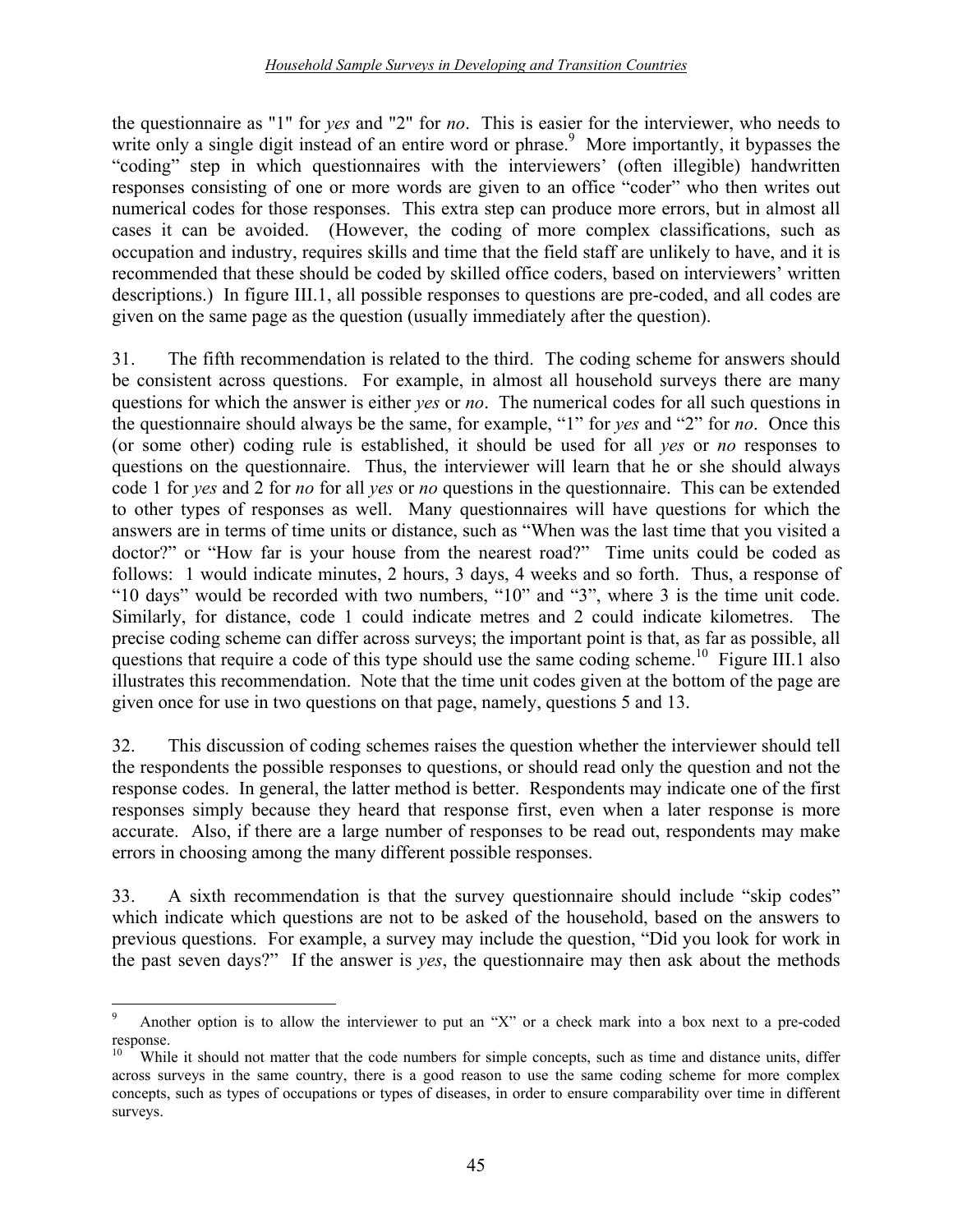the questionnaire as "1" for *yes* and "2" for *no*. This is easier for the interviewer, who needs to write only a single digit instead of an entire word or phrase.[9] More importantly, it bypasses the "coding" step in which questionnaires with the interviewers' (often illegible) handwritten responses consisting of one or more words are given to an office "coder" who then writes out numerical codes for those responses. This extra step can produce more errors, but in almost all cases it can be avoided. (However, the coding of more complex classifications, such as occupation and industry, requires skills and time that the field staff are unlikely to have, and it is recommended that these should be coded by skilled office coders, based on interviewers' written descriptions.) In figure III.1, all possible responses to questions are pre-coded, and all codes are given on the same page as the question (usually immediately after the question).

31. The fifth recommendation is related to the third. The coding scheme for answers should be consistent across questions. For example, in almost all household surveys there are many questions for which the answer is either *yes* or *no*. The numerical codes for all such questions in the questionnaire should always be the same, for example, "1" for *yes* and "2" for *no*. Once this (or some other) coding rule is established, it should be used for all *yes* or *no* responses to questions on the questionnaire. Thus, the interviewer will learn that he or she should always code 1 for *yes* and 2 for *no* for all *yes* or *no* questions in the questionnaire. This can be extended to other types of responses as well. Many questionnaires will have questions for which the answers are in terms of time units or distance, such as "When was the last time that you visited a doctor?" or "How far is your house from the nearest road?" Time units could be coded as follows: 1 would indicate minutes, 2 hours, 3 days, 4 weeks and so forth. Thus, a response of "10 days" would be recorded with two numbers, "10" and "3", where 3 is the time unit code. Similarly, for distance, code 1 could indicate metres and 2 could indicate kilometres. The precise coding scheme can differ across surveys; the important point is that, as far as possible, all questions that require a code of this type should use the same coding scheme.[10] Figure III.1 also illustrates this recommendation. Note that the time unit codes given at the bottom of the page are given once for use in two questions on that page, namely, questions 5 and 13.

32. This discussion of coding schemes raises the question whether the interviewer should tell the respondents the possible responses to questions, or should read only the question and not the response codes. In general, the latter method is better. Respondents may indicate one of the first responses simply because they heard that response first, even when a later response is more accurate. Also, if there are a large number of responses to be read out, respondents may make errors in choosing among the many different possible responses.

33. A sixth recommendation is that the survey questionnaire should include "skip codes" which indicate which questions are not to be asked of the household, based on the answers to previous questions. For example, a survey may include the question, "Did you look for work in the past seven days?" If the answer is *yes*, the questionnaire may then ask about the methods

---

[9] Another option is to allow the interviewer to put an "X" or a check mark into a box next to a pre-coded response.

[10] While it should not matter that the code numbers for simple concepts, such as time and distance units, differ across surveys in the same country, there is a good reason to use the same coding scheme for more complex concepts, such as types of occupations or types of diseases, in order to ensure comparability over time in different surveys.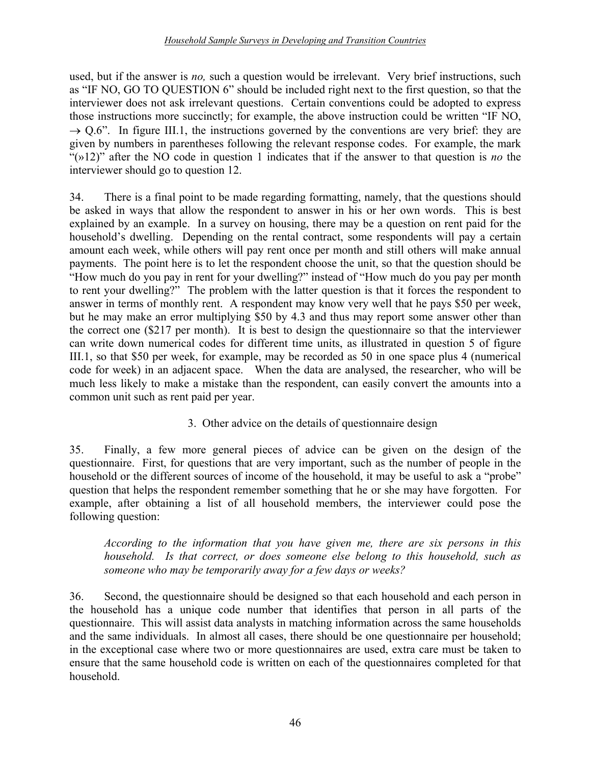used, but if the answer is *no,* such a question would be irrelevant. Very brief instructions, such as "IF NO, GO TO QUESTION 6" should be included right next to the first question, so that the interviewer does not ask irrelevant questions. Certain conventions could be adopted to express those instructions more succinctly; for example, the above instruction could be written "IF NO, → Q.6". In figure III.1, the instructions governed by the conventions are very brief: they are given by numbers in parentheses following the relevant response codes. For example, the mark "(»12)" after the NO code in question 1 indicates that if the answer to that question is *no* the interviewer should go to question 12.

34. There is a final point to be made regarding formatting, namely, that the questions should be asked in ways that allow the respondent to answer in his or her own words. This is best explained by an example. In a survey on housing, there may be a question on rent paid for the household's dwelling. Depending on the rental contract, some respondents will pay a certain amount each week, while others will pay rent once per month and still others will make annual payments. The point here is to let the respondent choose the unit, so that the question should be "How much do you pay in rent for your dwelling?" instead of "How much do you pay per month to rent your dwelling?" The problem with the latter question is that it forces the respondent to answer in terms of monthly rent. A respondent may know very well that he pays $50 per week, but he may make an error multiplying $50 by 4.3 and thus may report some answer other than the correct one ($217 per month). It is best to design the questionnaire so that the interviewer can write down numerical codes for different time units, as illustrated in question 5 of figure III.1, so that $50 per week, for example, may be recorded as 50 in one space plus 4 (numerical code for week) in an adjacent space. When the data are analysed, the researcher, who will be much less likely to make a mistake than the respondent, can easily convert the amounts into a common unit such as rent paid per year.

### 3. Other advice on the details of questionnaire design

35. Finally, a few more general pieces of advice can be given on the design of the questionnaire. First, for questions that are very important, such as the number of people in the household or the different sources of income of the household, it may be useful to ask a "probe" question that helps the respondent remember something that he or she may have forgotten. For example, after obtaining a list of all household members, the interviewer could pose the following question:

> *According to the information that you have given me, there are six persons in this household. Is that correct, or does someone else belong to this household, such as someone who may be temporarily away for a few days or weeks?*

36. Second, the questionnaire should be designed so that each household and each person in the household has a unique code number that identifies that person in all parts of the questionnaire. This will assist data analysts in matching information across the same households and the same individuals. In almost all cases, there should be one questionnaire per household; in the exceptional case where two or more questionnaires are used, extra care must be taken to ensure that the same household code is written on each of the questionnaires completed for that household.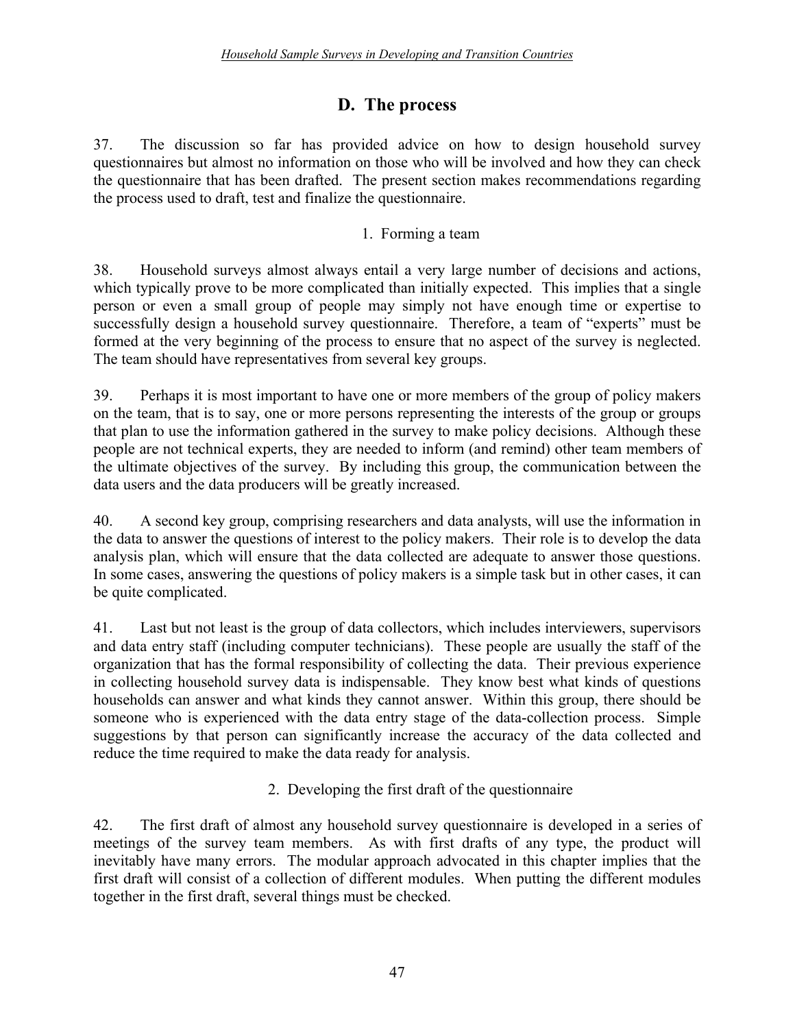## D. The process

37. The discussion so far has provided advice on how to design household survey questionnaires but almost no information on those who will be involved and how they can check the questionnaire that has been drafted. The present section makes recommendations regarding the process used to draft, test and finalize the questionnaire.

### 1. Forming a team

38. Household surveys almost always entail a very large number of decisions and actions, which typically prove to be more complicated than initially expected. This implies that a single person or even a small group of people may simply not have enough time or expertise to successfully design a household survey questionnaire. Therefore, a team of "experts" must be formed at the very beginning of the process to ensure that no aspect of the survey is neglected. The team should have representatives from several key groups.

39. Perhaps it is most important to have one or more members of the group of policy makers on the team, that is to say, one or more persons representing the interests of the group or groups that plan to use the information gathered in the survey to make policy decisions. Although these people are not technical experts, they are needed to inform (and remind) other team members of the ultimate objectives of the survey. By including this group, the communication between the data users and the data producers will be greatly increased.

40. A second key group, comprising researchers and data analysts, will use the information in the data to answer the questions of interest to the policy makers. Their role is to develop the data analysis plan, which will ensure that the data collected are adequate to answer those questions. In some cases, answering the questions of policy makers is a simple task but in other cases, it can be quite complicated.

41. Last but not least is the group of data collectors, which includes interviewers, supervisors and data entry staff (including computer technicians). These people are usually the staff of the organization that has the formal responsibility of collecting the data. Their previous experience in collecting household survey data is indispensable. They know best what kinds of questions households can answer and what kinds they cannot answer. Within this group, there should be someone who is experienced with the data entry stage of the data-collection process. Simple suggestions by that person can significantly increase the accuracy of the data collected and reduce the time required to make the data ready for analysis.

### 2. Developing the first draft of the questionnaire

42. The first draft of almost any household survey questionnaire is developed in a series of meetings of the survey team members. As with first drafts of any type, the product will inevitably have many errors. The modular approach advocated in this chapter implies that the first draft will consist of a collection of different modules. When putting the different modules together in the first draft, several things must be checked.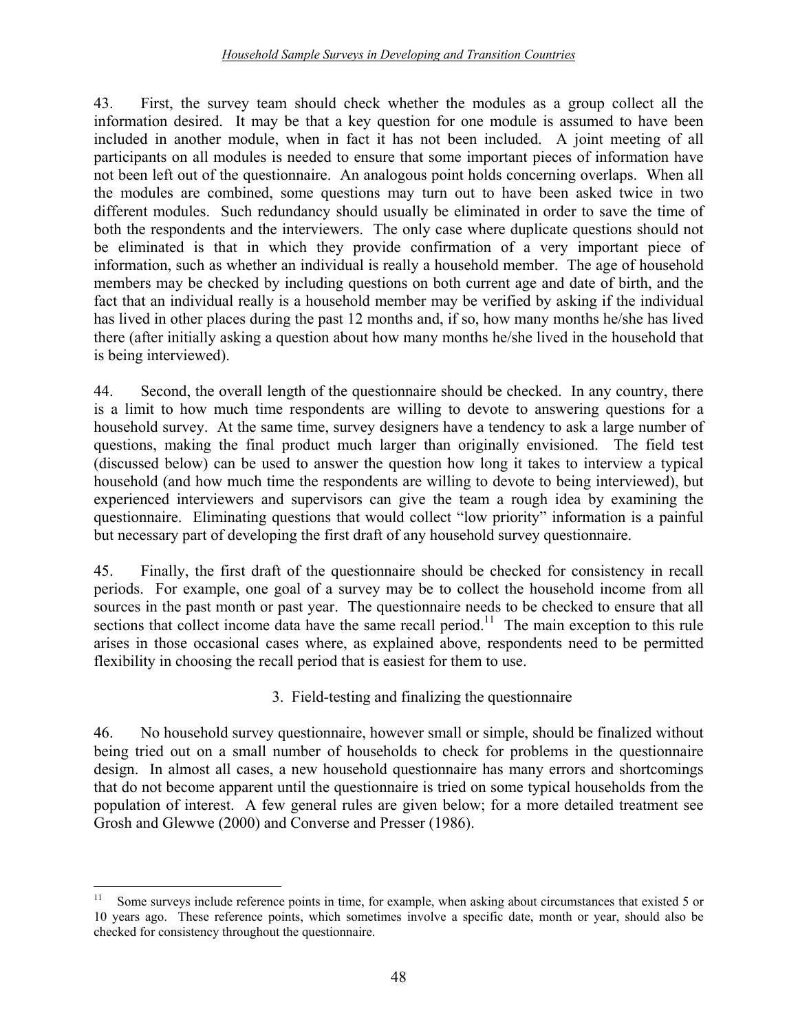43. First, the survey team should check whether the modules as a group collect all the information desired. It may be that a key question for one module is assumed to have been included in another module, when in fact it has not been included. A joint meeting of all participants on all modules is needed to ensure that some important pieces of information have not been left out of the questionnaire. An analogous point holds concerning overlaps. When all the modules are combined, some questions may turn out to have been asked twice in two different modules. Such redundancy should usually be eliminated in order to save the time of both the respondents and the interviewers. The only case where duplicate questions should not be eliminated is that in which they provide confirmation of a very important piece of information, such as whether an individual is really a household member. The age of household members may be checked by including questions on both current age and date of birth, and the fact that an individual really is a household member may be verified by asking if the individual has lived in other places during the past 12 months and, if so, how many months he/she has lived there (after initially asking a question about how many months he/she lived in the household that is being interviewed).

44. Second, the overall length of the questionnaire should be checked. In any country, there is a limit to how much time respondents are willing to devote to answering questions for a household survey. At the same time, survey designers have a tendency to ask a large number of questions, making the final product much larger than originally envisioned. The field test (discussed below) can be used to answer the question how long it takes to interview a typical household (and how much time the respondents are willing to devote to being interviewed), but experienced interviewers and supervisors can give the team a rough idea by examining the questionnaire. Eliminating questions that would collect "low priority" information is a painful but necessary part of developing the first draft of any household survey questionnaire.

45. Finally, the first draft of the questionnaire should be checked for consistency in recall periods. For example, one goal of a survey may be to collect the household income from all sources in the past month or past year. The questionnaire needs to be checked to ensure that all sections that collect income data have the same recall period.[11] The main exception to this rule arises in those occasional cases where, as explained above, respondents need to be permitted flexibility in choosing the recall period that is easiest for them to use.

### 3. Field-testing and finalizing the questionnaire

46. No household survey questionnaire, however small or simple, should be finalized without being tried out on a small number of households to check for problems in the questionnaire design. In almost all cases, a new household questionnaire has many errors and shortcomings that do not become apparent until the questionnaire is tried on some typical households from the population of interest. A few general rules are given below; for a more detailed treatment see Grosh and Glewwe (2000) and Converse and Presser (1986).

---

[11] Some surveys include reference points in time, for example, when asking about circumstances that existed 5 or 10 years ago. These reference points, which sometimes involve a specific date, month or year, should also be checked for consistency throughout the questionnaire.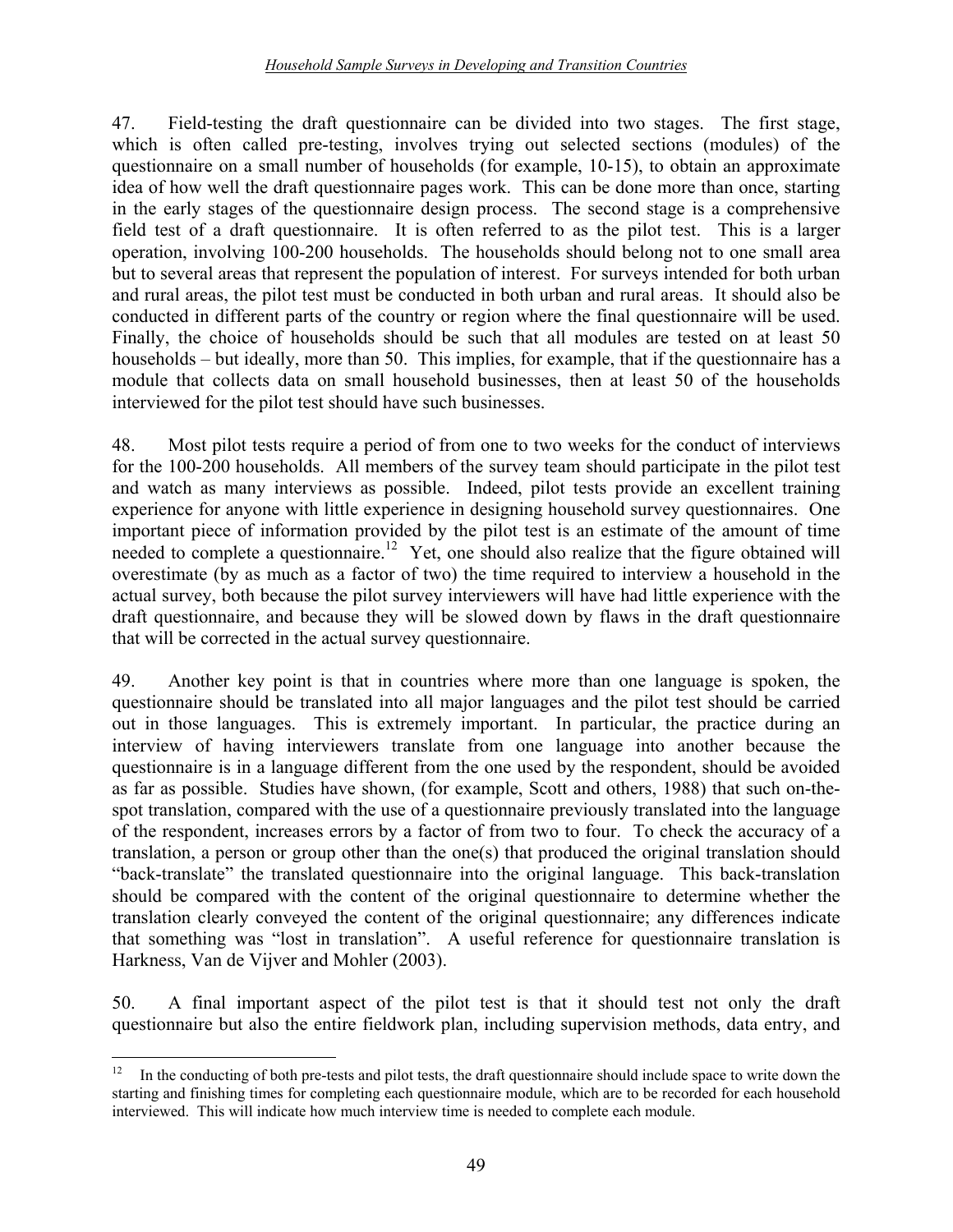47. Field-testing the draft questionnaire can be divided into two stages. The first stage, which is often called pre-testing, involves trying out selected sections (modules) of the questionnaire on a small number of households (for example, 10-15), to obtain an approximate idea of how well the draft questionnaire pages work. This can be done more than once, starting in the early stages of the questionnaire design process. The second stage is a comprehensive field test of a draft questionnaire. It is often referred to as the pilot test. This is a larger operation, involving 100-200 households. The households should belong not to one small area but to several areas that represent the population of interest. For surveys intended for both urban and rural areas, the pilot test must be conducted in both urban and rural areas. It should also be conducted in different parts of the country or region where the final questionnaire will be used. Finally, the choice of households should be such that all modules are tested on at least 50 households – but ideally, more than 50. This implies, for example, that if the questionnaire has a module that collects data on small household businesses, then at least 50 of the households interviewed for the pilot test should have such businesses.

48. Most pilot tests require a period of from one to two weeks for the conduct of interviews for the 100-200 households. All members of the survey team should participate in the pilot test and watch as many interviews as possible. Indeed, pilot tests provide an excellent training experience for anyone with little experience in designing household survey questionnaires. One important piece of information provided by the pilot test is an estimate of the amount of time needed to complete a questionnaire.[12] Yet, one should also realize that the figure obtained will overestimate (by as much as a factor of two) the time required to interview a household in the actual survey, both because the pilot survey interviewers will have had little experience with the draft questionnaire, and because they will be slowed down by flaws in the draft questionnaire that will be corrected in the actual survey questionnaire.

49. Another key point is that in countries where more than one language is spoken, the questionnaire should be translated into all major languages and the pilot test should be carried out in those languages. This is extremely important. In particular, the practice during an interview of having interviewers translate from one language into another because the questionnaire is in a language different from the one used by the respondent, should be avoided as far as possible. Studies have shown, (for example, Scott and others, 1988) that such on-the-spot translation, compared with the use of a questionnaire previously translated into the language of the respondent, increases errors by a factor of from two to four. To check the accuracy of a translation, a person or group other than the one(s) that produced the original translation should "back-translate" the translated questionnaire into the original language. This back-translation should be compared with the content of the original questionnaire to determine whether the translation clearly conveyed the content of the original questionnaire; any differences indicate that something was "lost in translation". A useful reference for questionnaire translation is Harkness, Van de Vijver and Mohler (2003).

50. A final important aspect of the pilot test is that it should test not only the draft questionnaire but also the entire fieldwork plan, including supervision methods, data entry, and

[12] In the conducting of both pre-tests and pilot tests, the draft questionnaire should include space to write down the starting and finishing times for completing each questionnaire module, which are to be recorded for each household interviewed. This will indicate how much interview time is needed to complete each module.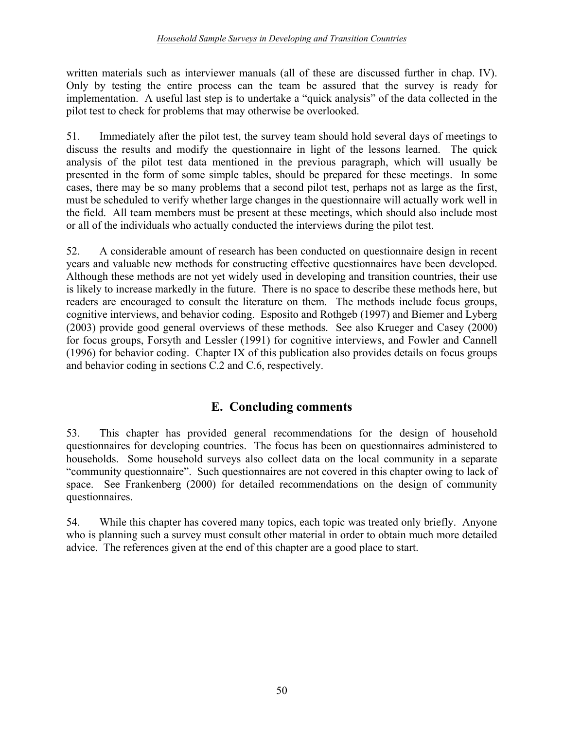written materials such as interviewer manuals (all of these are discussed further in chap. IV). Only by testing the entire process can the team be assured that the survey is ready for implementation. A useful last step is to undertake a "quick analysis" of the data collected in the pilot test to check for problems that may otherwise be overlooked.

51. Immediately after the pilot test, the survey team should hold several days of meetings to discuss the results and modify the questionnaire in light of the lessons learned. The quick analysis of the pilot test data mentioned in the previous paragraph, which will usually be presented in the form of some simple tables, should be prepared for these meetings. In some cases, there may be so many problems that a second pilot test, perhaps not as large as the first, must be scheduled to verify whether large changes in the questionnaire will actually work well in the field. All team members must be present at these meetings, which should also include most or all of the individuals who actually conducted the interviews during the pilot test.

52. A considerable amount of research has been conducted on questionnaire design in recent years and valuable new methods for constructing effective questionnaires have been developed. Although these methods are not yet widely used in developing and transition countries, their use is likely to increase markedly in the future. There is no space to describe these methods here, but readers are encouraged to consult the literature on them. The methods include focus groups, cognitive interviews, and behavior coding. Esposito and Rothgeb (1997) and Biemer and Lyberg (2003) provide good general overviews of these methods. See also Krueger and Casey (2000) for focus groups, Forsyth and Lessler (1991) for cognitive interviews, and Fowler and Cannell (1996) for behavior coding. Chapter IX of this publication also provides details on focus groups and behavior coding in sections C.2 and C.6, respectively.

## E. Concluding comments

53. This chapter has provided general recommendations for the design of household questionnaires for developing countries. The focus has been on questionnaires administered to households. Some household surveys also collect data on the local community in a separate "community questionnaire". Such questionnaires are not covered in this chapter owing to lack of space. See Frankenberg (2000) for detailed recommendations on the design of community questionnaires.

54. While this chapter has covered many topics, each topic was treated only briefly. Anyone who is planning such a survey must consult other material in order to obtain much more detailed advice. The references given at the end of this chapter are a good place to start.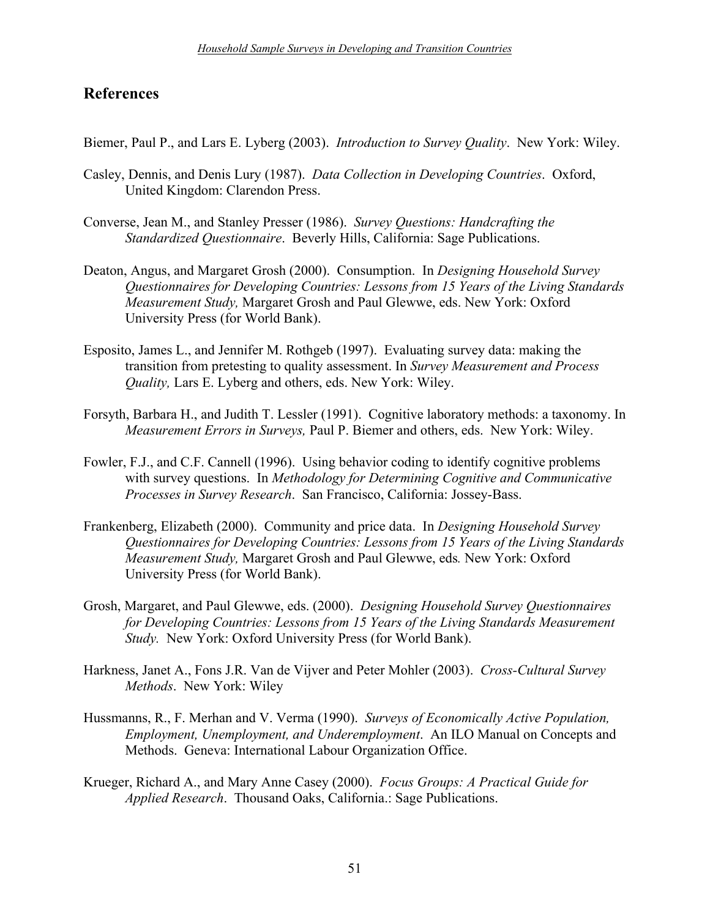## References

Biemer, Paul P., and Lars E. Lyberg (2003). *Introduction to Survey Quality*. New York: Wiley.

Casley, Dennis, and Denis Lury (1987). *Data Collection in Developing Countries*. Oxford, United Kingdom: Clarendon Press.

Converse, Jean M., and Stanley Presser (1986). *Survey Questions: Handcrafting the Standardized Questionnaire*. Beverly Hills, California: Sage Publications.

Deaton, Angus, and Margaret Grosh (2000). Consumption. In *Designing Household Survey Questionnaires for Developing Countries: Lessons from 15 Years of the Living Standards Measurement Study,* Margaret Grosh and Paul Glewwe, eds. New York: Oxford University Press (for World Bank).

Esposito, James L., and Jennifer M. Rothgeb (1997). Evaluating survey data: making the transition from pretesting to quality assessment. In *Survey Measurement and Process Quality,* Lars E. Lyberg and others, eds. New York: Wiley.

Forsyth, Barbara H., and Judith T. Lessler (1991). Cognitive laboratory methods: a taxonomy. In *Measurement Errors in Surveys,* Paul P. Biemer and others, eds. New York: Wiley.

Fowler, F.J., and C.F. Cannell (1996). Using behavior coding to identify cognitive problems with survey questions. In *Methodology for Determining Cognitive and Communicative Processes in Survey Research*. San Francisco, California: Jossey-Bass.

Frankenberg, Elizabeth (2000). Community and price data. In *Designing Household Survey Questionnaires for Developing Countries: Lessons from 15 Years of the Living Standards Measurement Study,* Margaret Grosh and Paul Glewwe, eds*.* New York: Oxford University Press (for World Bank).

Grosh, Margaret, and Paul Glewwe, eds. (2000). *Designing Household Survey Questionnaires for Developing Countries: Lessons from 15 Years of the Living Standards Measurement Study.* New York: Oxford University Press (for World Bank).

Harkness, Janet A., Fons J.R. Van de Vijver and Peter Mohler (2003). *Cross-Cultural Survey Methods*. New York: Wiley

Hussmanns, R., F. Merhan and V. Verma (1990). *Surveys of Economically Active Population, Employment, Unemployment, and Underemployment*. An ILO Manual on Concepts and Methods. Geneva: International Labour Organization Office.

Krueger, Richard A., and Mary Anne Casey (2000). *Focus Groups: A Practical Guide for Applied Research*. Thousand Oaks, California.: Sage Publications.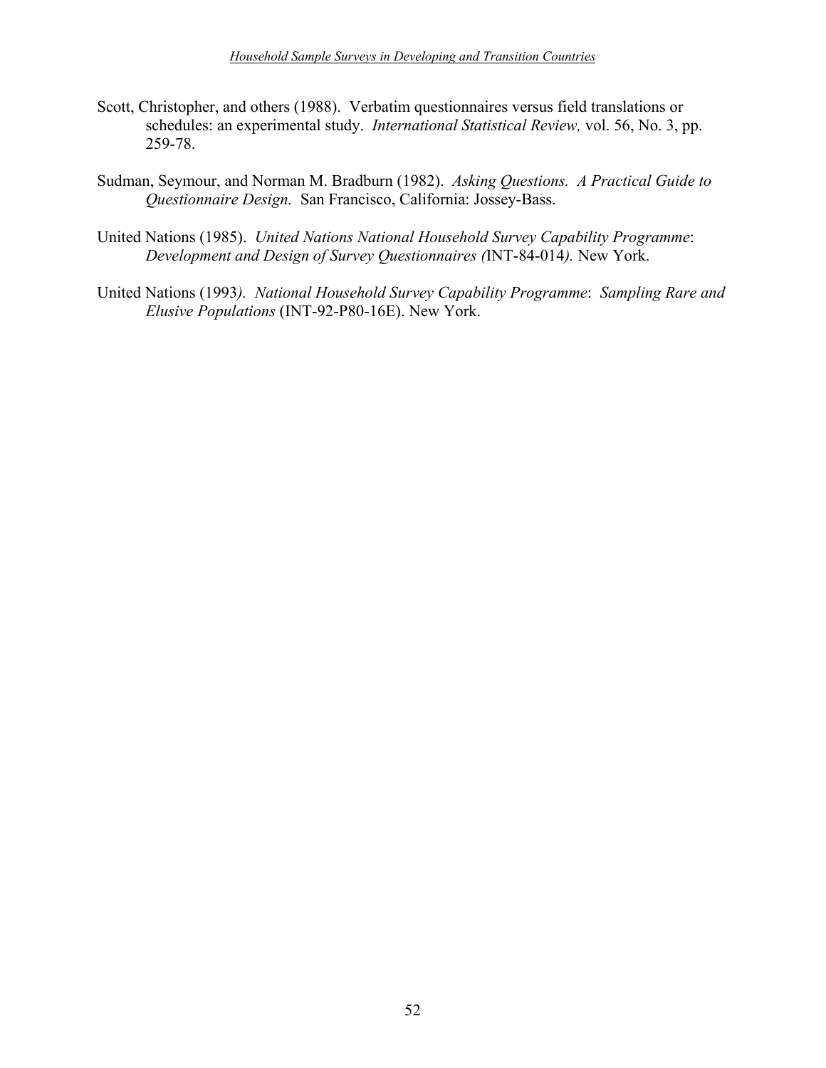Scott, Christopher, and others (1988). Verbatim questionnaires versus field translations or schedules: an experimental study. *International Statistical Review,* vol. 56, No. 3, pp. 259-78.

Sudman, Seymour, and Norman M. Bradburn (1982). *Asking Questions. A Practical Guide to Questionnaire Design.* San Francisco, California: Jossey-Bass.

United Nations (1985). *United Nations National Household Survey Capability Programme*: *Development and Design of Survey Questionnaires (*INT-84-014*).* New York.

United Nations (1993*). National Household Survey Capability Programme*: *Sampling Rare and Elusive Populations* (INT-92-P80-16E). New York.